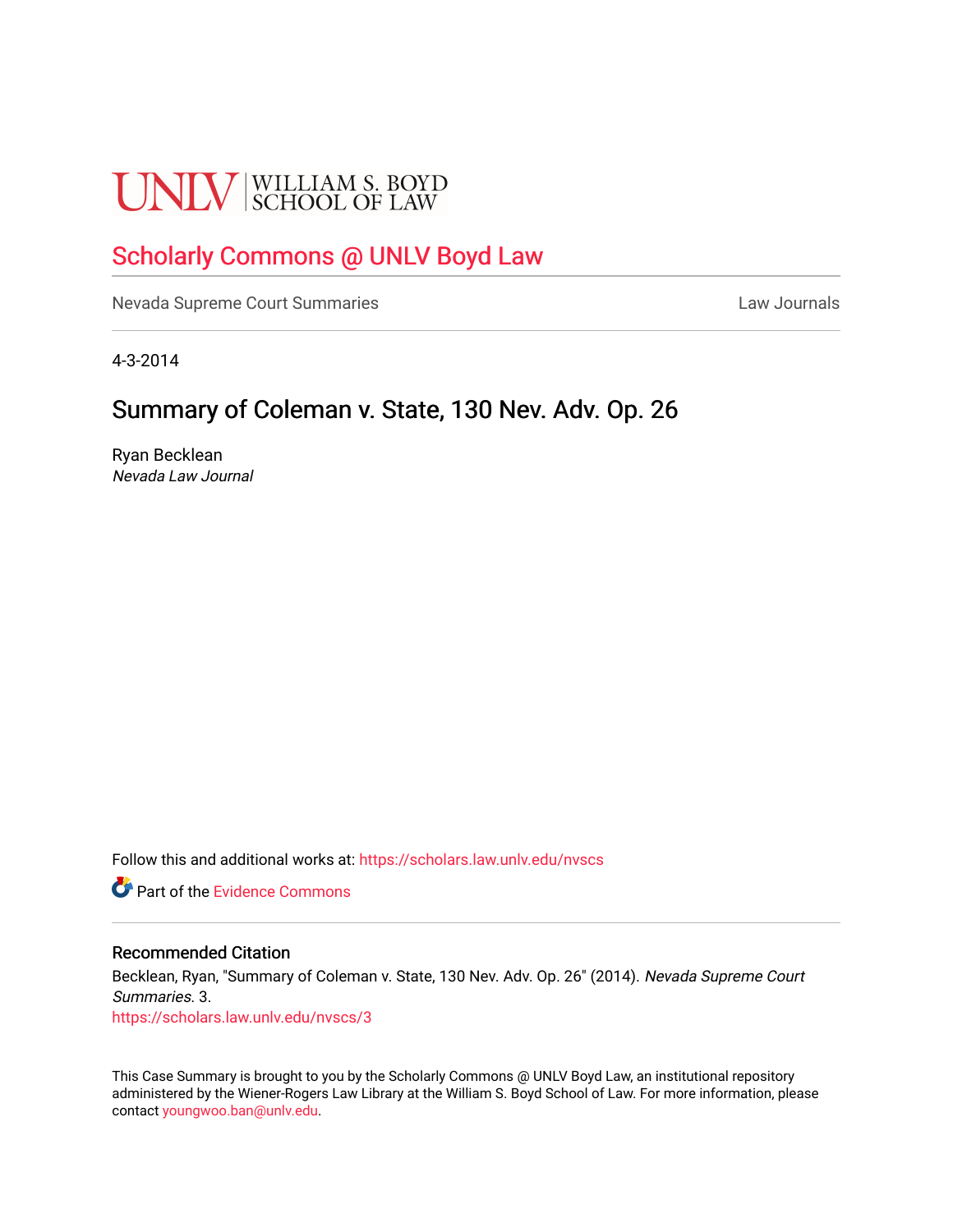UNLV | WILLIAM S. BOYD SCHOOL OF LAW

# Scholarly Commons @ UNLV Boyd Law

Nevada Supreme Court Summaries | Law Journals

4-3-2014

## Summary of Coleman v. State, 130 Nev. Adv. Op. 26

Ryan Becklean
*Nevada Law Journal*

Follow this and additional works at: https://scholars.law.unlv.edu/nvscs

Part of the Evidence Commons

### Recommended Citation

Becklean, Ryan, "Summary of Coleman v. State, 130 Nev. Adv. Op. 26" (2014). *Nevada Supreme Court Summaries*. 3.
https://scholars.law.unlv.edu/nvscs/3

This Case Summary is brought to you by the Scholarly Commons @ UNLV Boyd Law, an institutional repository administered by the Wiener-Rogers Law Library at the William S. Boyd School of Law. For more information, please contact youngwoo.ban@unlv.edu.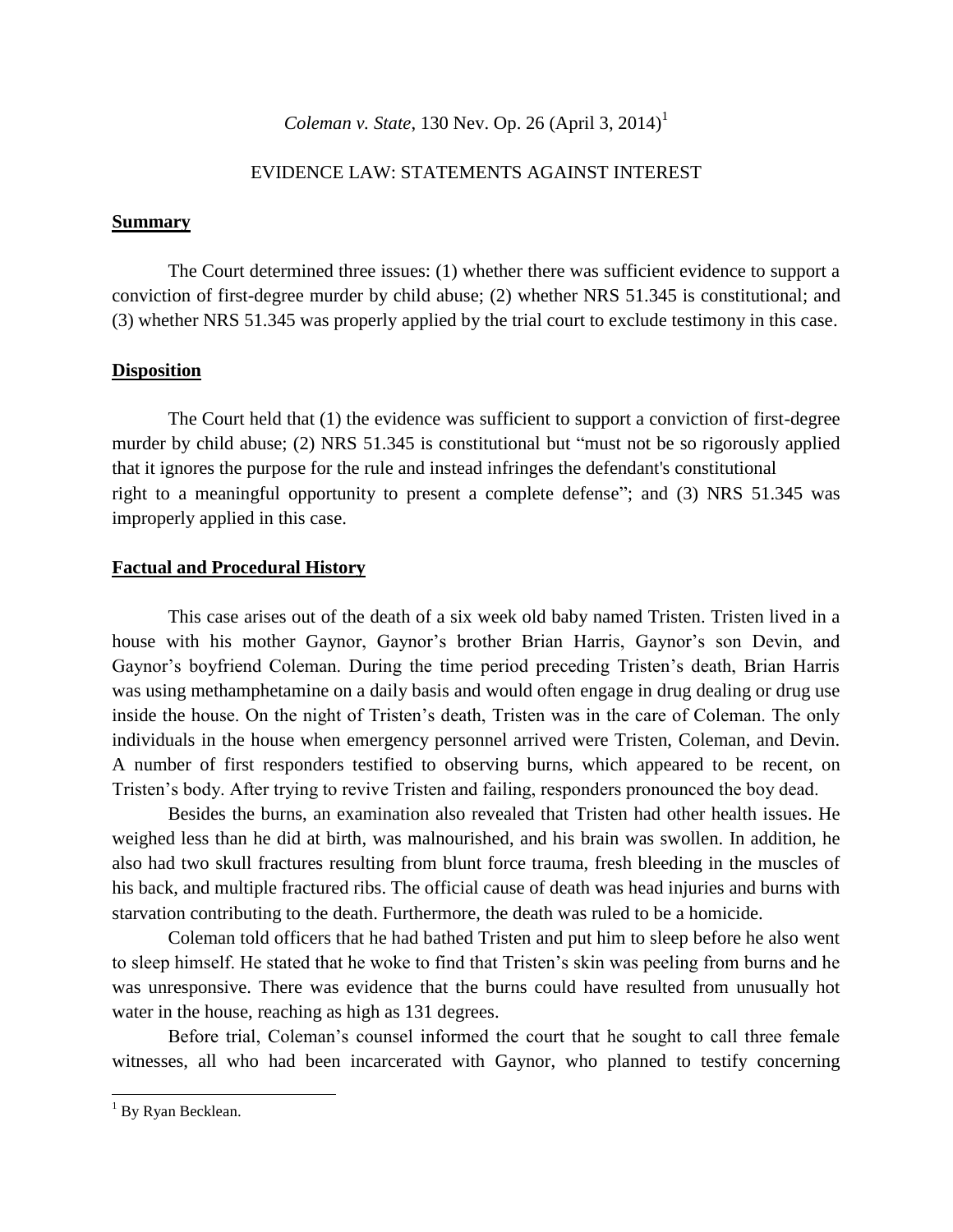*Coleman v. State*, 130 Nev. Op. 26 (April 3, 2014)[1]

EVIDENCE LAW: STATEMENTS AGAINST INTEREST

**Summary**

The Court determined three issues: (1) whether there was sufficient evidence to support a conviction of first-degree murder by child abuse; (2) whether NRS 51.345 is constitutional; and (3) whether NRS 51.345 was properly applied by the trial court to exclude testimony in this case.

**Disposition**

The Court held that (1) the evidence was sufficient to support a conviction of first-degree murder by child abuse; (2) NRS 51.345 is constitutional but "must not be so rigorously applied that it ignores the purpose for the rule and instead infringes the defendant's constitutional right to a meaningful opportunity to present a complete defense"; and (3) NRS 51.345 was improperly applied in this case.

**Factual and Procedural History**

This case arises out of the death of a six week old baby named Tristen. Tristen lived in a house with his mother Gaynor, Gaynor's brother Brian Harris, Gaynor's son Devin, and Gaynor's boyfriend Coleman. During the time period preceding Tristen's death, Brian Harris was using methamphetamine on a daily basis and would often engage in drug dealing or drug use inside the house. On the night of Tristen's death, Tristen was in the care of Coleman. The only individuals in the house when emergency personnel arrived were Tristen, Coleman, and Devin. A number of first responders testified to observing burns, which appeared to be recent, on Tristen's body. After trying to revive Tristen and failing, responders pronounced the boy dead.

Besides the burns, an examination also revealed that Tristen had other health issues. He weighed less than he did at birth, was malnourished, and his brain was swollen. In addition, he also had two skull fractures resulting from blunt force trauma, fresh bleeding in the muscles of his back, and multiple fractured ribs. The official cause of death was head injuries and burns with starvation contributing to the death. Furthermore, the death was ruled to be a homicide.

Coleman told officers that he had bathed Tristen and put him to sleep before he also went to sleep himself. He stated that he woke to find that Tristen's skin was peeling from burns and he was unresponsive. There was evidence that the burns could have resulted from unusually hot water in the house, reaching as high as 131 degrees.

Before trial, Coleman's counsel informed the court that he sought to call three female witnesses, all who had been incarcerated with Gaynor, who planned to testify concerning

[1] By Ryan Becklean.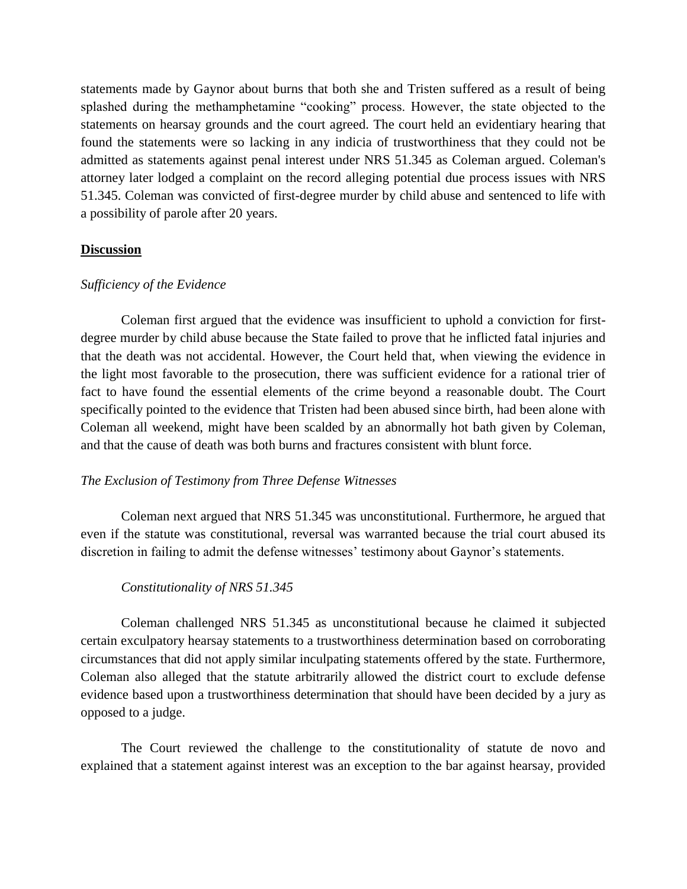statements made by Gaynor about burns that both she and Tristen suffered as a result of being splashed during the methamphetamine "cooking" process. However, the state objected to the statements on hearsay grounds and the court agreed. The court held an evidentiary hearing that found the statements were so lacking in any indicia of trustworthiness that they could not be admitted as statements against penal interest under NRS 51.345 as Coleman argued. Coleman's attorney later lodged a complaint on the record alleging potential due process issues with NRS 51.345. Coleman was convicted of first-degree murder by child abuse and sentenced to life with a possibility of parole after 20 years.

## **Discussion**

### *Sufficiency of the Evidence*

Coleman first argued that the evidence was insufficient to uphold a conviction for first-degree murder by child abuse because the State failed to prove that he inflicted fatal injuries and that the death was not accidental. However, the Court held that, when viewing the evidence in the light most favorable to the prosecution, there was sufficient evidence for a rational trier of fact to have found the essential elements of the crime beyond a reasonable doubt. The Court specifically pointed to the evidence that Tristen had been abused since birth, had been alone with Coleman all weekend, might have been scalded by an abnormally hot bath given by Coleman, and that the cause of death was both burns and fractures consistent with blunt force.

### *The Exclusion of Testimony from Three Defense Witnesses*

Coleman next argued that NRS 51.345 was unconstitutional. Furthermore, he argued that even if the statute was constitutional, reversal was warranted because the trial court abused its discretion in failing to admit the defense witnesses' testimony about Gaynor's statements.

#### *Constitutionality of NRS 51.345*

Coleman challenged NRS 51.345 as unconstitutional because he claimed it subjected certain exculpatory hearsay statements to a trustworthiness determination based on corroborating circumstances that did not apply similar inculpating statements offered by the state. Furthermore, Coleman also alleged that the statute arbitrarily allowed the district court to exclude defense evidence based upon a trustworthiness determination that should have been decided by a jury as opposed to a judge.

The Court reviewed the challenge to the constitutionality of statute de novo and explained that a statement against interest was an exception to the bar against hearsay, provided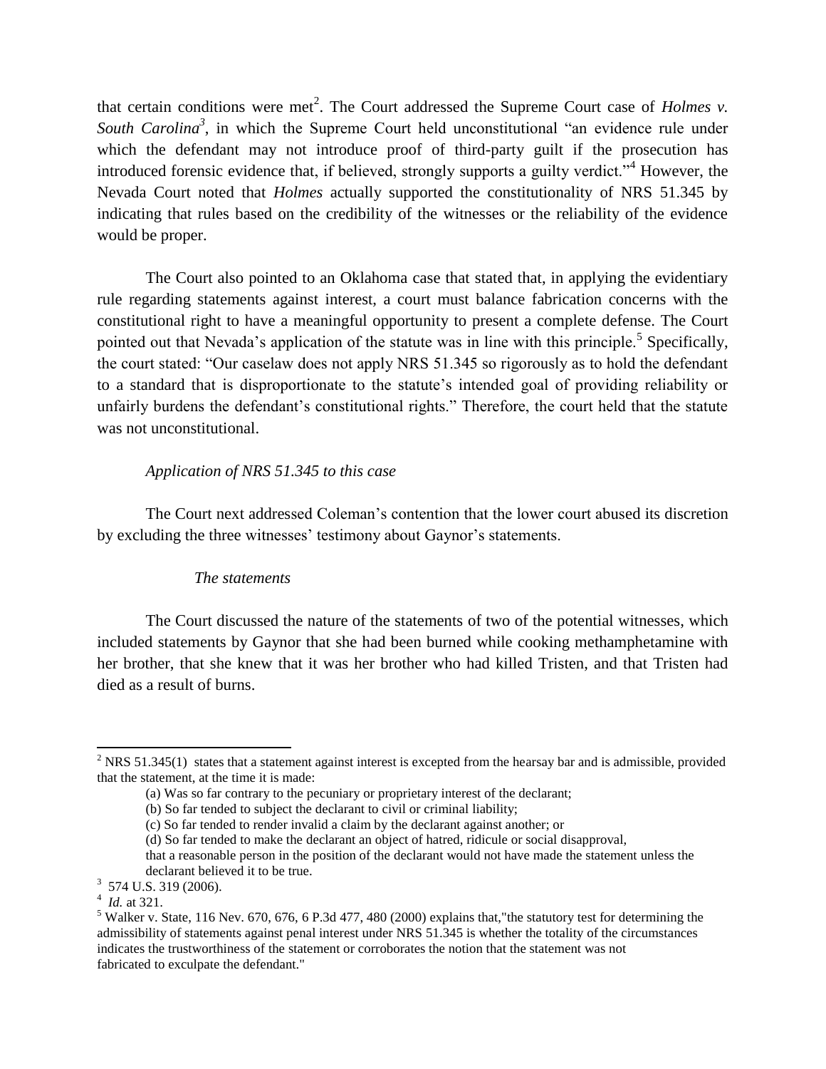that certain conditions were met[2]. The Court addressed the Supreme Court case of *Holmes v. South Carolina*[3], in which the Supreme Court held unconstitutional "an evidence rule under which the defendant may not introduce proof of third-party guilt if the prosecution has introduced forensic evidence that, if believed, strongly supports a guilty verdict."[4] However, the Nevada Court noted that *Holmes* actually supported the constitutionality of NRS 51.345 by indicating that rules based on the credibility of the witnesses or the reliability of the evidence would be proper.

The Court also pointed to an Oklahoma case that stated that, in applying the evidentiary rule regarding statements against interest, a court must balance fabrication concerns with the constitutional right to have a meaningful opportunity to present a complete defense. The Court pointed out that Nevada's application of the statute was in line with this principle.[5] Specifically, the court stated: "Our caselaw does not apply NRS 51.345 so rigorously as to hold the defendant to a standard that is disproportionate to the statute's intended goal of providing reliability or unfairly burdens the defendant's constitutional rights." Therefore, the court held that the statute was not unconstitutional.

*Application of NRS 51.345 to this case*

The Court next addressed Coleman's contention that the lower court abused its discretion by excluding the three witnesses' testimony about Gaynor's statements.

*The statements*

The Court discussed the nature of the statements of two of the potential witnesses, which included statements by Gaynor that she had been burned while cooking methamphetamine with her brother, that she knew that it was her brother who had killed Tristen, and that Tristen had died as a result of burns.

---

[2] NRS 51.345(1) states that a statement against interest is excepted from the hearsay bar and is admissible, provided that the statement, at the time it is made:

(a) Was so far contrary to the pecuniary or proprietary interest of the declarant;
(b) So far tended to subject the declarant to civil or criminal liability;
(c) So far tended to render invalid a claim by the declarant against another; or
(d) So far tended to make the declarant an object of hatred, ridicule or social disapproval,

that a reasonable person in the position of the declarant would not have made the statement unless the declarant believed it to be true.

[3] 574 U.S. 319 (2006).

[4] *Id.* at 321.

[5] Walker v. State, 116 Nev. 670, 676, 6 P.3d 477, 480 (2000) explains that,"the statutory test for determining the admissibility of statements against penal interest under NRS 51.345 is whether the totality of the circumstances indicates the trustworthiness of the statement or corroborates the notion that the statement was not fabricated to exculpate the defendant."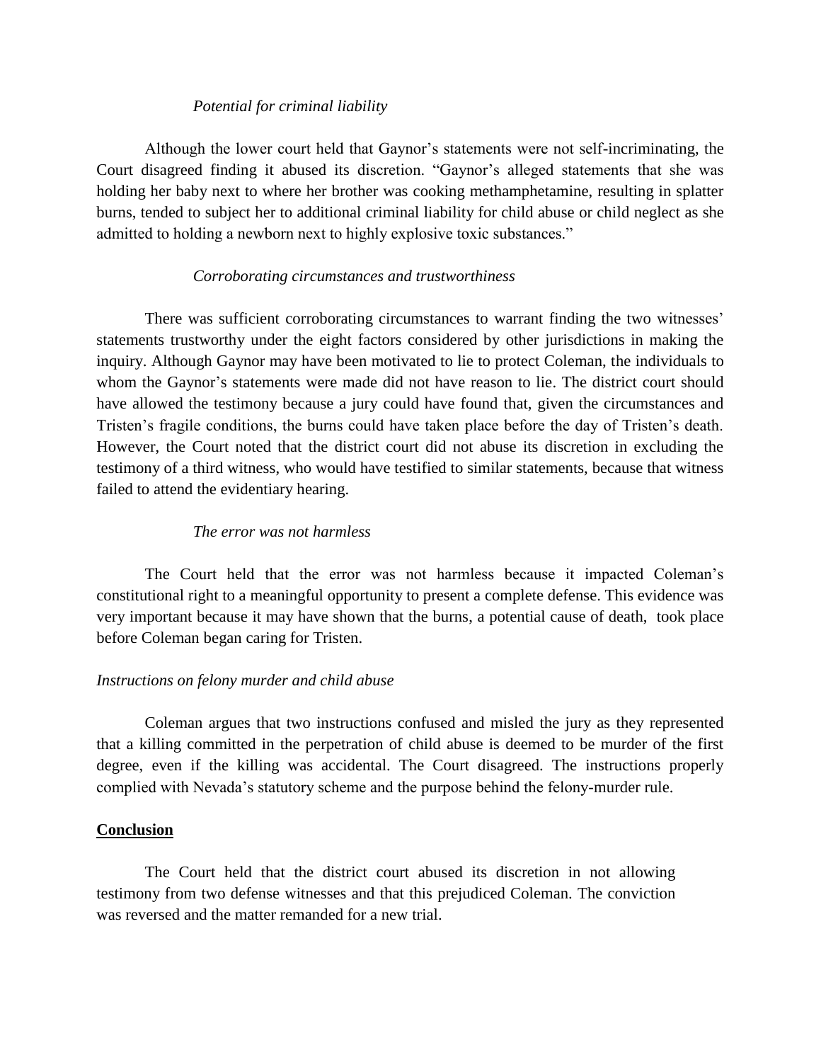*Potential for criminal liability*

Although the lower court held that Gaynor's statements were not self-incriminating, the Court disagreed finding it abused its discretion. "Gaynor's alleged statements that she was holding her baby next to where her brother was cooking methamphetamine, resulting in splatter burns, tended to subject her to additional criminal liability for child abuse or child neglect as she admitted to holding a newborn next to highly explosive toxic substances."

*Corroborating circumstances and trustworthiness*

There was sufficient corroborating circumstances to warrant finding the two witnesses' statements trustworthy under the eight factors considered by other jurisdictions in making the inquiry. Although Gaynor may have been motivated to lie to protect Coleman, the individuals to whom the Gaynor's statements were made did not have reason to lie. The district court should have allowed the testimony because a jury could have found that, given the circumstances and Tristen's fragile conditions, the burns could have taken place before the day of Tristen's death. However, the Court noted that the district court did not abuse its discretion in excluding the testimony of a third witness, who would have testified to similar statements, because that witness failed to attend the evidentiary hearing.

*The error was not harmless*

The Court held that the error was not harmless because it impacted Coleman's constitutional right to a meaningful opportunity to present a complete defense. This evidence was very important because it may have shown that the burns, a potential cause of death, took place before Coleman began caring for Tristen.

*Instructions on felony murder and child abuse*

Coleman argues that two instructions confused and misled the jury as they represented that a killing committed in the perpetration of child abuse is deemed to be murder of the first degree, even if the killing was accidental. The Court disagreed. The instructions properly complied with Nevada's statutory scheme and the purpose behind the felony-murder rule.

**Conclusion**

The Court held that the district court abused its discretion in not allowing testimony from two defense witnesses and that this prejudiced Coleman. The conviction was reversed and the matter remanded for a new trial.